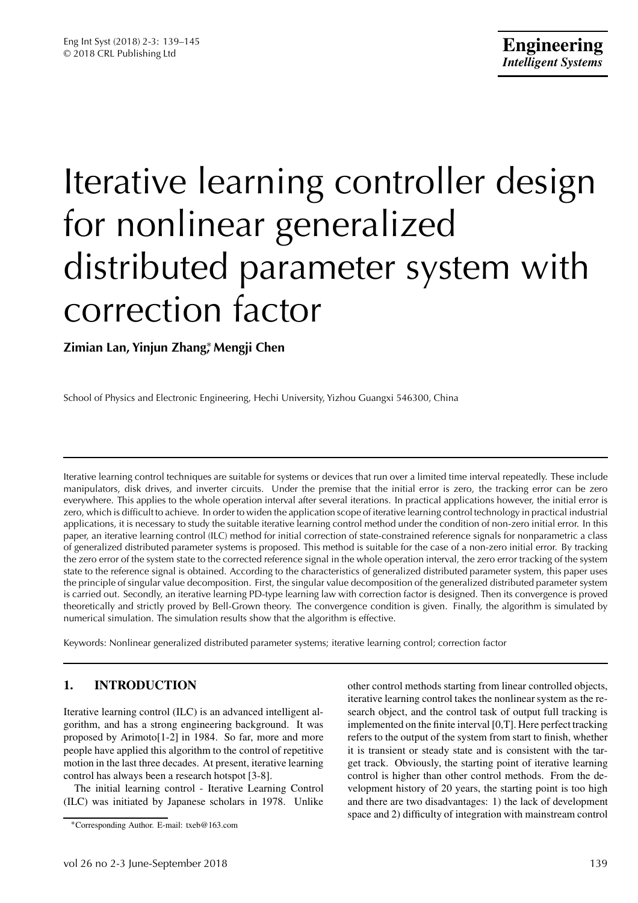# Iterative learning controller design for nonlinear generalized distributed parameter system with correction factor

**Zimian Lan, Yinjun Zhang,* Mengji Chen**

School of Physics and Electronic Engineering, Hechi University, Yizhou Guangxi 546300, China

Iterative learning control techniques are suitable for systems or devices that run over a limited time interval repeatedly. These include manipulators, disk drives, and inverter circuits. Under the premise that the initial error is zero, the tracking error can be zero everywhere. This applies to the whole operation interval after several iterations. In practical applications however, the initial error is zero, which is difficult to achieve. In order to widen the application scope of iterative learning control technology in practical industrial applications, it is necessary to study the suitable iterative learning control method under the condition of non-zero initial error. In this paper, an iterative learning control (ILC) method for initial correction of state-constrained reference signals for nonparametric a class of generalized distributed parameter systems is proposed. This method is suitable for the case of a non-zero initial error. By tracking the zero error of the system state to the corrected reference signal in the whole operation interval, the zero error tracking of the system state to the reference signal is obtained. According to the characteristics of generalized distributed parameter system, this paper uses the principle of singular value decomposition. First, the singular value decomposition of the generalized distributed parameter system is carried out. Secondly, an iterative learning PD-type learning law with correction factor is designed. Then its convergence is proved theoretically and strictly proved by Bell-Grown theory. The convergence condition is given. Finally, the algorithm is simulated by numerical simulation. The simulation results show that the algorithm is effective.

Keywords: Nonlinear generalized distributed parameter systems; iterative learning control; correction factor

## 1. INTRODUCTION

Iterative learning control (ILC) is an advanced intelligent algorithm, and has a strong engineering background. It was proposed by Arimoto[1-2] in 1984. So far, more and more people have applied this algorithm to the control of repetitive motion in the last three decades. At present, iterative learning control has always been a research hotspot [3-8].

The initial learning control - Iterative Learning Control (ILC) was initiated by Japanese scholars in 1978. Unlike other control methods starting from linear controlled objects, iterative learning control takes the nonlinear system as the research object, and the control task of output full tracking is implemented on the finite interval [0,T]. Here perfect tracking refers to the output of the system from start to finish, whether it is transient or steady state and is consistent with the target track. Obviously, the starting point of iterative learning control is higher than other control methods. From the development history of 20 years, the starting point is too high and there are two disadvantages: 1) the lack of development space and 2) difficulty of integration with mainstream control

*Corresponding Author. E-mail: txeb@163.com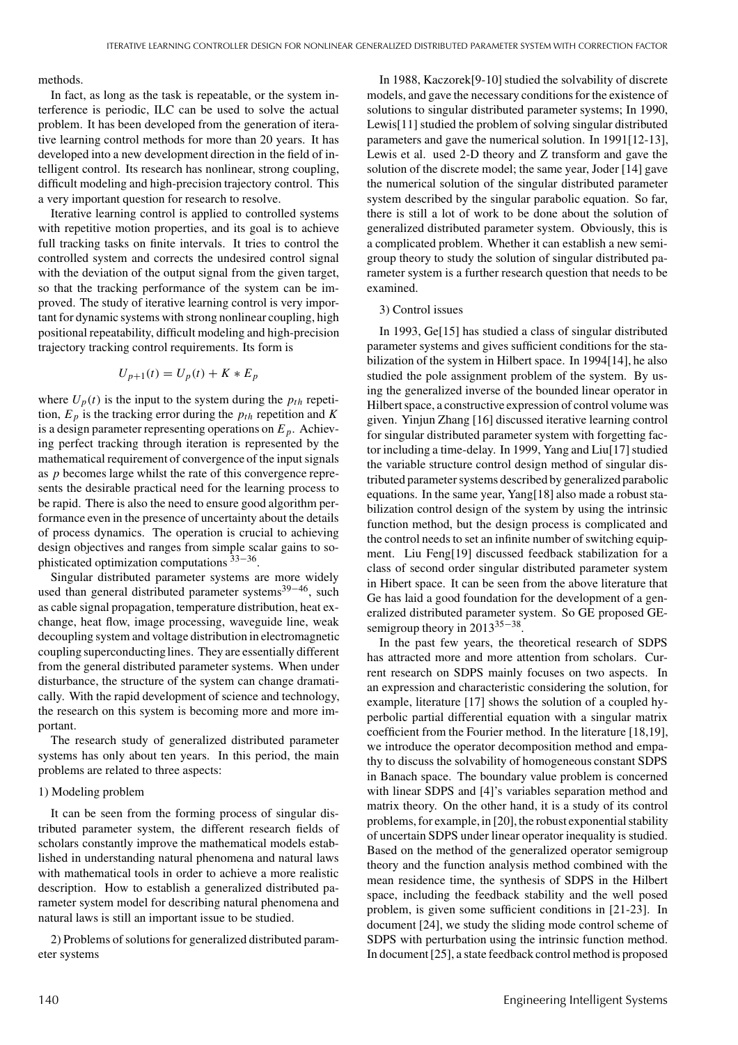methods.

In fact, as long as the task is repeatable, or the system interference is periodic, ILC can be used to solve the actual problem. It has been developed from the generation of iterative learning control methods for more than 20 years. It has developed into a new development direction in the field of intelligent control. Its research has nonlinear, strong coupling, difficult modeling and high-precision trajectory control. This a very important question for research to resolve.

Iterative learning control is applied to controlled systems with repetitive motion properties, and its goal is to achieve full tracking tasks on finite intervals. It tries to control the controlled system and corrects the undesired control signal with the deviation of the output signal from the given target, so that the tracking performance of the system can be improved. The study of iterative learning control is very important for dynamic systems with strong nonlinear coupling, high positional repeatability, difficult modeling and high-precision trajectory tracking control requirements. Its form is

$$U_{p+1}(t) = U_p(t) + K * E_p$$

where $U_p(t)$ is the input to the system during the $p_{th}$ repetition, $E_p$ is the tracking error during the $p_{th}$ repetition and $K$ is a design parameter representing operations on $E_p$. Achieving perfect tracking through iteration is represented by the mathematical requirement of convergence of the input signals as $p$ becomes large whilst the rate of this convergence represents the desirable practical need for the learning process to be rapid. There is also the need to ensure good algorithm performance even in the presence of uncertainty about the details of process dynamics. The operation is crucial to achieving design objectives and ranges from simple scalar gains to sophisticated optimization computations [33−36].

Singular distributed parameter systems are more widely used than general distributed parameter systems[39−46], such as cable signal propagation, temperature distribution, heat exchange, heat flow, image processing, waveguide line, weak decoupling system and voltage distribution in electromagnetic coupling superconducting lines. They are essentially different from the general distributed parameter systems. When under disturbance, the structure of the system can change dramatically. With the rapid development of science and technology, the research on this system is becoming more and more important.

The research study of generalized distributed parameter systems has only about ten years. In this period, the main problems are related to three aspects:

1) Modeling problem

It can be seen from the forming process of singular distributed parameter system, the different research fields of scholars constantly improve the mathematical models established in understanding natural phenomena and natural laws with mathematical tools in order to achieve a more realistic description. How to establish a generalized distributed parameter system model for describing natural phenomena and natural laws is still an important issue to be studied.

2) Problems of solutions for generalized distributed parameter systems

In 1988, Kaczorek[9-10] studied the solvability of discrete models, and gave the necessary conditions for the existence of solutions to singular distributed parameter systems; In 1990, Lewis[11] studied the problem of solving singular distributed parameters and gave the numerical solution. In 1991[12-13], Lewis et al. used 2-D theory and Z transform and gave the solution of the discrete model; the same year, Joder [14] gave the numerical solution of the singular distributed parameter system described by the singular parabolic equation. So far, there is still a lot of work to be done about the solution of generalized distributed parameter system. Obviously, this is a complicated problem. Whether it can establish a new semigroup theory to study the solution of singular distributed parameter system is a further research question that needs to be examined.

3) Control issues

In 1993, Ge[15] has studied a class of singular distributed parameter systems and gives sufficient conditions for the stabilization of the system in Hilbert space. In 1994[14], he also studied the pole assignment problem of the system. By using the generalized inverse of the bounded linear operator in Hilbert space, a constructive expression of control volume was given. Yinjun Zhang [16] discussed iterative learning control for singular distributed parameter system with forgetting factor including a time-delay. In 1999, Yang and Liu[17] studied the variable structure control design method of singular distributed parameter systems described by generalized parabolic equations. In the same year, Yang[18] also made a robust stabilization control design of the system by using the intrinsic function method, but the design process is complicated and the control needs to set an infinite number of switching equipment. Liu Feng[19] discussed feedback stabilization for a class of second order singular distributed parameter system in Hibert space. It can be seen from the above literature that Ge has laid a good foundation for the development of a generalized distributed parameter system. So GE proposed GE-semigroup theory in 2013[35−38].

In the past few years, the theoretical research of SDPS has attracted more and more attention from scholars. Current research on SDPS mainly focuses on two aspects. In an expression and characteristic considering the solution, for example, literature [17] shows the solution of a coupled hyperbolic partial differential equation with a singular matrix coefficient from the Fourier method. In the literature [18,19], we introduce the operator decomposition method and empathy to discuss the solvability of homogeneous constant SDPS in Banach space. The boundary value problem is concerned with linear SDPS and [4]'s variables separation method and matrix theory. On the other hand, it is a study of its control problems, for example, in [20], the robust exponential stability of uncertain SDPS under linear operator inequality is studied. Based on the method of the generalized operator semigroup theory and the function analysis method combined with the mean residence time, the synthesis of SDPS in the Hilbert space, including the feedback stability and the well posed problem, is given some sufficient conditions in [21-23]. In document [24], we study the sliding mode control scheme of SDPS with perturbation using the intrinsic function method. In document [25], a state feedback control method is proposed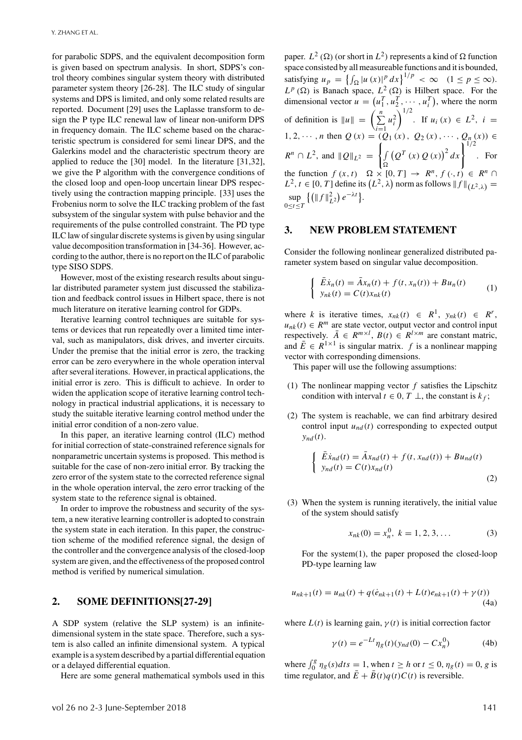for parabolic SDPS, and the equivalent decomposition form is given based on spectrum analysis. In short, SDPS's control theory combines singular system theory with distributed parameter system theory [26-28]. The ILC study of singular systems and DPS is limited, and only some related results are reported. Document [29] uses the Laplasse transform to design the P type ILC renewal law of linear non-uniform DPS in frequency domain. The ILC scheme based on the characteristic spectrum is considered for semi linear DPS, and the Galerkins model and the characteristic spectrum theory are applied to reduce the [30] model. In the literature [31,32], we give the P algorithm with the convergence conditions of the closed loop and open-loop uncertain linear DPS respectively using the contraction mapping principle. [33] uses the Frobenius norm to solve the ILC tracking problem of the fast subsystem of the singular system with pulse behavior and the requirements of the pulse controlled constraint. The PD type ILC law of singular discrete systems is given by using singular value decomposition transformation in [34-36]. However, according to the author, there is no report on the ILC of parabolic type SISO SDPS.

However, most of the existing research results about singular distributed parameter system just discussed the stabilization and feedback control issues in Hilbert space, there is not much literature on iterative learning control for GDPs.

Iterative learning control techniques are suitable for systems or devices that run repeatedly over a limited time interval, such as manipulators, disk drives, and inverter circuits. Under the premise that the initial error is zero, the tracking error can be zero everywhere in the whole operation interval after several iterations. However, in practical applications, the initial error is zero. This is difficult to achieve. In order to widen the application scope of iterative learning control technology in practical industrial applications, it is necessary to study the suitable iterative learning control method under the initial error condition of a non-zero value.

In this paper, an iterative learning control (ILC) method for initial correction of state-constrained reference signals for nonparametric uncertain systems is proposed. This method is suitable for the case of non-zero initial error. By tracking the zero error of the system state to the corrected reference signal in the whole operation interval, the zero error tracking of the system state to the reference signal is obtained.

In order to improve the robustness and security of the system, a new iterative learning controller is adopted to constrain the system state in each iteration. In this paper, the construction scheme of the modified reference signal, the design of the controller and the convergence analysis of the closed-loop system are given, and the effectiveness of the proposed control method is verified by numerical simulation.

## 2. SOME DEFINITIONS[27-29]

A SDP system (relative the SLP system) is an infinite-dimensional system in the state space. Therefore, such a system is also called an infinite dimensional system. A typical example is a system described by a partial differential equation or a delayed differential equation.

Here are some general mathematical symbols used in this paper. $L^2(\Omega)$ (or short in $L^2$) represents a kind of $\Omega$ function space consisted by all measureable functions and it is bounded, satisfying $u_p = \left\{\int_\Omega |u(x)|^p dx\right\}^{1/p} < \infty \quad (1 \le p \le \infty)$. $L^p(\Omega)$ is Banach space, $L^2(\Omega)$ is Hilbert space. For the dimensional vector $u = \left(u_1^T, u_2^T, \cdots, u_i^T\right)$, where the norm of definition is $\|u\| = \left(\sum_{i=1}^{n} u_i^2\right)^{1/2}$. If $u_i(x) \in L^2$, $i = 1, 2, \cdots, n$ then $Q(x) = (Q_1(x), Q_2(x), \cdots, Q_n(x)) \in R^n \cap L^2$, and $\|Q\|_{L^2} = \left\{\int_\Omega \left(Q^T(x) Q(x)\right)^2 dx\right\}^{1/2}$. For the function $f(x,t) \quad \Omega \times [0,T] \to R^n$, $f(\cdot,t) \in R^n \cap L^2$, $t \in [0,T]$ define its $(L^2, \lambda)$ norm as follows $\|f\|_{(L^2,\lambda)} = \sup_{0 \le t \le T} \left\{\left(\|f\|_{L^2}^2\right) e^{-\lambda t}\right\}$.

## 3. NEW PROBLEM STATEMENT

Consider the following nonlinear generalized distributed parameter system based on singular value decomposition.

$$
\begin{cases} \bar{E}\dot{x}_n(t) = \bar{A}x_n(t) + f(t, x_n(t)) + Bu_n(t) \\ y_{nk}(t) = C(t)x_{nk}(t) \end{cases} \tag{1}
$$

where $k$ is iterative times, $x_{nk}(t) \in R^1$, $y_{nk}(t) \in R^r$, $u_{nk}(t) \in R^m$ are state vector, output vector and control input respectively. $\bar{A} \in R^{m \times l}$, $B(t) \in R^{l \times m}$ are constant matric, and $\bar{E} \in R^{1 \times 1}$ is singular matrix. $f$ is a nonlinear mapping vector with corresponding dimensions.

This paper will use the following assumptions:

(1) The nonlinear mapping vector $f$ satisfies the Lipschitz condition with interval $t \in 0, T \perp$, the constant is $k_f$;

(2) The system is reachable, we can find arbitrary desired control input $u_{nd}(t)$ corresponding to expected output $y_{nd}(t)$.

$$
\begin{cases} \bar{E}\dot{x}_{nd}(t) = \bar{A}x_{nd}(t) + f(t, x_{nd}(t)) + Bu_{nd}(t) \\ y_{nd}(t) = C(t)x_{nd}(t) \end{cases} \tag{2}
$$

(3) When the system is running iteratively, the initial value of the system should satisfy

$$
x_{nk}(0) = x_n^0, \; k = 1, 2, 3, \ldots \tag{3}
$$

For the system(1), the paper proposed the closed-loop PD-type learning law

$$
u_{nk+1}(t) = u_{nk}(t) + q(\dot{e}_{nk+1}(t) + L(t)e_{nk+1}(t) + \gamma(t)) \tag{4a}
$$

where $L(t)$ is learning gain, $\gamma(t)$ is initial correction factor

$$
\gamma(t) = e^{-Lt}\eta_g(t)(y_{nd}(0) - Cx_n^0) \tag{4b}
$$

where $\int_0^g \eta_g(s)dts = 1$, when $t \ge h$ or $t \le 0$, $\eta_g(t) = 0$, $g$ is time regulator, and $\bar{E} + \bar{B}(t)q(t)C(t)$ is reversible.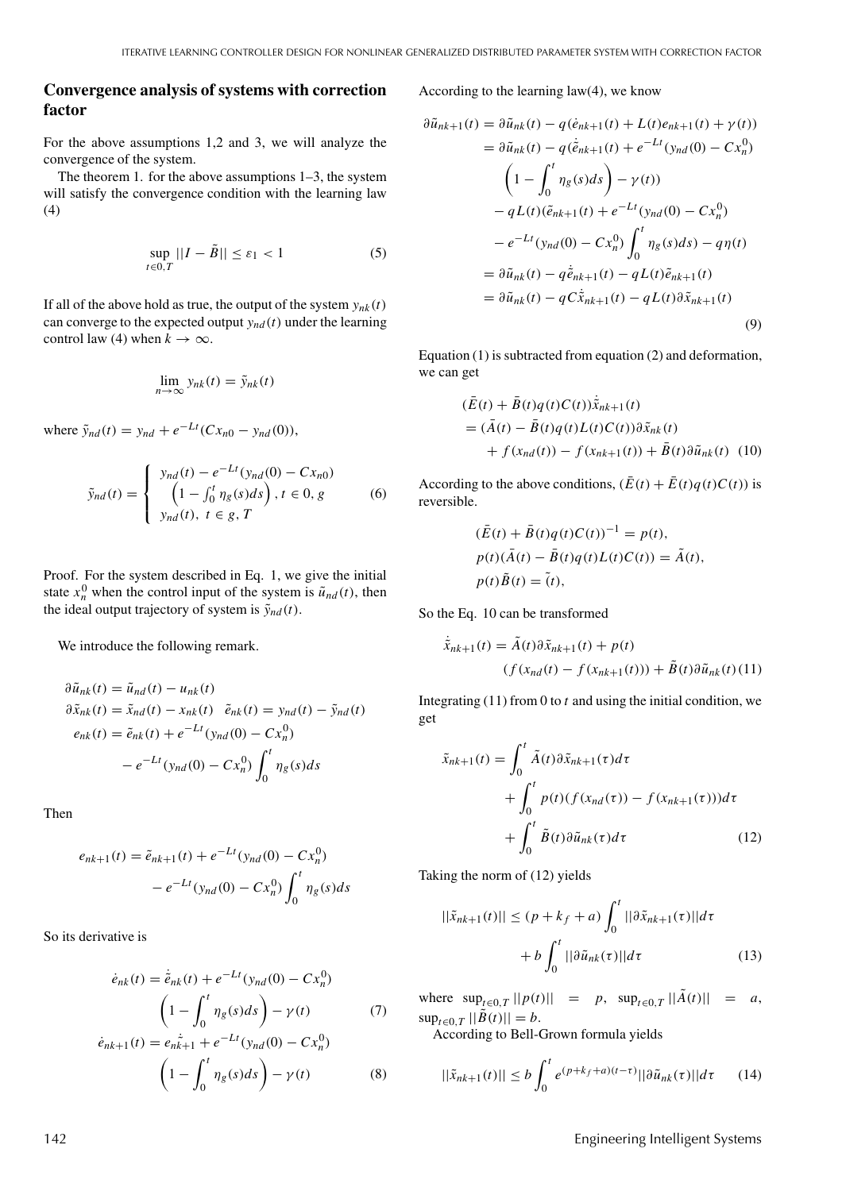## Convergence analysis of systems with correction factor

For the above assumptions 1,2 and 3, we will analyze the convergence of the system.

The theorem 1. for the above assumptions 1–3, the system will satisfy the convergence condition with the learning law (4)

$$\sup_{t\in 0,T} ||I - \tilde{B}|| \leq \varepsilon_1 < 1 \tag{5}$$

If all of the above hold as true, the output of the system $y_{nk}(t)$ can converge to the expected output $y_{nd}(t)$ under the learning control law (4) when $k \to \infty$.

$$\lim_{n\to\infty} y_{nk}(t) = \tilde{y}_{nk}(t)$$

where $\tilde{y}_{nd}(t) = y_{nd} + e^{-Lt}(Cx_{n0} - y_{nd}(0))$,

$$\tilde{y}_{nd}(t) = \begin{cases} y_{nd}(t) - e^{-Lt}(y_{nd}(0) - Cx_{n0}) \\ \quad \left(1 - \int_0^t \eta_g(s)ds\right), t \in 0, g \\ y_{nd}(t),\ t \in g, T \end{cases} \tag{6}$$

Proof. For the system described in Eq. 1, we give the initial state $x_n^0$ when the control input of the system is $\tilde{u}_{nd}(t)$, then the ideal output trajectory of system is $\tilde{y}_{nd}(t)$.

We introduce the following remark.

$$\partial\tilde{u}_{nk}(t) = \tilde{u}_{nd}(t) - u_{nk}(t)$$
$$\partial\tilde{x}_{nk}(t) = \tilde{x}_{nd}(t) - x_{nk}(t) \quad \tilde{e}_{nk}(t) = y_{nd}(t) - \tilde{y}_{nd}(t)$$
$$e_{nk}(t) = \tilde{e}_{nk}(t) + e^{-Lt}(y_{nd}(0) - Cx_n^0) - e^{-Lt}(y_{nd}(0) - Cx_n^0)\int_0^t \eta_g(s)ds$$

Then

$$e_{nk+1}(t) = \tilde{e}_{nk+1}(t) + e^{-Lt}(y_{nd}(0) - Cx_n^0) - e^{-Lt}(y_{nd}(0) - Cx_n^0)\int_0^t \eta_g(s)ds$$

So its derivative is

$$\dot{e}_{nk}(t) = \dot{\tilde{e}}_{nk}(t) + e^{-Lt}(y_{nd}(0) - Cx_n^0)\left(1 - \int_0^t \eta_g(s)ds\right) - \gamma(t) \tag{7}$$

$$\dot{e}_{nk+1}(t) = e_{\dot{\tilde{nk}}+1} + e^{-Lt}(y_{nd}(0) - Cx_n^0)\left(1 - \int_0^t \eta_g(s)ds\right) - \gamma(t) \tag{8}$$

According to the learning law(4), we know

$$\begin{aligned}
\partial\tilde{u}_{nk+1}(t) &= \partial\tilde{u}_{nk}(t) - q(\dot{e}_{nk+1}(t) + L(t)e_{nk+1}(t) + \gamma(t)) \\
&= \partial\tilde{u}_{nk}(t) - q(\dot{\tilde{e}}_{nk+1}(t) + e^{-Lt}(y_{nd}(0) - Cx_n^0) \\
&\quad \left(1 - \int_0^t \eta_g(s)ds\right) - \gamma(t)) \\
&\quad - qL(t)(\tilde{e}_{nk+1}(t) + e^{-Lt}(y_{nd}(0) - Cx_n^0) \\
&\quad - e^{-Lt}(y_{nd}(0) - Cx_n^0)\int_0^t \eta_g(s)ds) - q\eta(t) \\
&= \partial\tilde{u}_{nk}(t) - q\dot{\tilde{e}}_{nk+1}(t) - qL(t)\tilde{e}_{nk+1}(t) \\
&= \partial\tilde{u}_{nk}(t) - qC\dot{\tilde{x}}_{nk+1}(t) - qL(t)\partial\tilde{x}_{nk+1}(t)
\end{aligned} \tag{9}$$

Equation (1) is subtracted from equation (2) and deformation, we can get

$$\begin{aligned}
&(\bar{E}(t) + \bar{B}(t)q(t)C(t))\dot{\tilde{x}}_{nk+1}(t) \\
&= (\bar{A}(t) - \bar{B}(t)q(t)L(t)C(t))\partial\tilde{x}_{nk}(t) \\
&\quad + f(x_{nd}(t)) - f(x_{nk+1}(t)) + \bar{B}(t)\partial\tilde{u}_{nk}(t)
\end{aligned} \tag{10}$$

According to the above conditions, $(\bar{E}(t) + \bar{E}(t)q(t)C(t))$ is reversible.

$$(\bar{E}(t) + \bar{B}(t)q(t)C(t))^{-1} = p(t),$$
$$p(t)(\bar{A}(t) - \bar{B}(t)q(t)L(t)C(t)) = \tilde{A}(t),$$
$$p(t)\bar{B}(t) = \tilde{(}t),$$

So the Eq. 10 can be transformed

$$\dot{\tilde{x}}_{nk+1}(t) = \tilde{A}(t)\partial\tilde{x}_{nk+1}(t) + p(t)(f(x_{nd}(t) - f(x_{nk+1}(t))) + \tilde{B}(t)\partial\tilde{u}_{nk}(t) \tag{11}$$

Integrating (11) from 0 to $t$ and using the initial condition, we get

$$\begin{aligned}
\tilde{x}_{nk+1}(t) &= \int_0^t \tilde{A}(t)\partial\tilde{x}_{nk+1}(\tau)d\tau \\
&\quad + \int_0^t p(t)(f(x_{nd}(\tau)) - f(x_{nk+1}(\tau)))d\tau \\
&\quad + \int_0^t \tilde{B}(t)\partial\tilde{u}_{nk}(\tau)d\tau
\end{aligned} \tag{12}$$

Taking the norm of (12) yields

$$||\tilde{x}_{nk+1}(t)|| \leq (p + k_f + a)\int_0^t ||\partial\tilde{x}_{nk+1}(\tau)||d\tau + b\int_0^t ||\partial\tilde{u}_{nk}(\tau)||d\tau \tag{13}$$

where $\sup_{t\in 0,T} ||p(t)|| = p$, $\sup_{t\in 0,T} ||\tilde{A}(t)|| = a$, $\sup_{t\in 0,T} ||\tilde{B}(t)|| = b$.

According to Bell-Grown formula yields

$$||\tilde{x}_{nk+1}(t)|| \leq b\int_0^t e^{(p+k_f+a)(t-\tau)}||\partial\tilde{u}_{nk}(\tau)||d\tau \tag{14}$$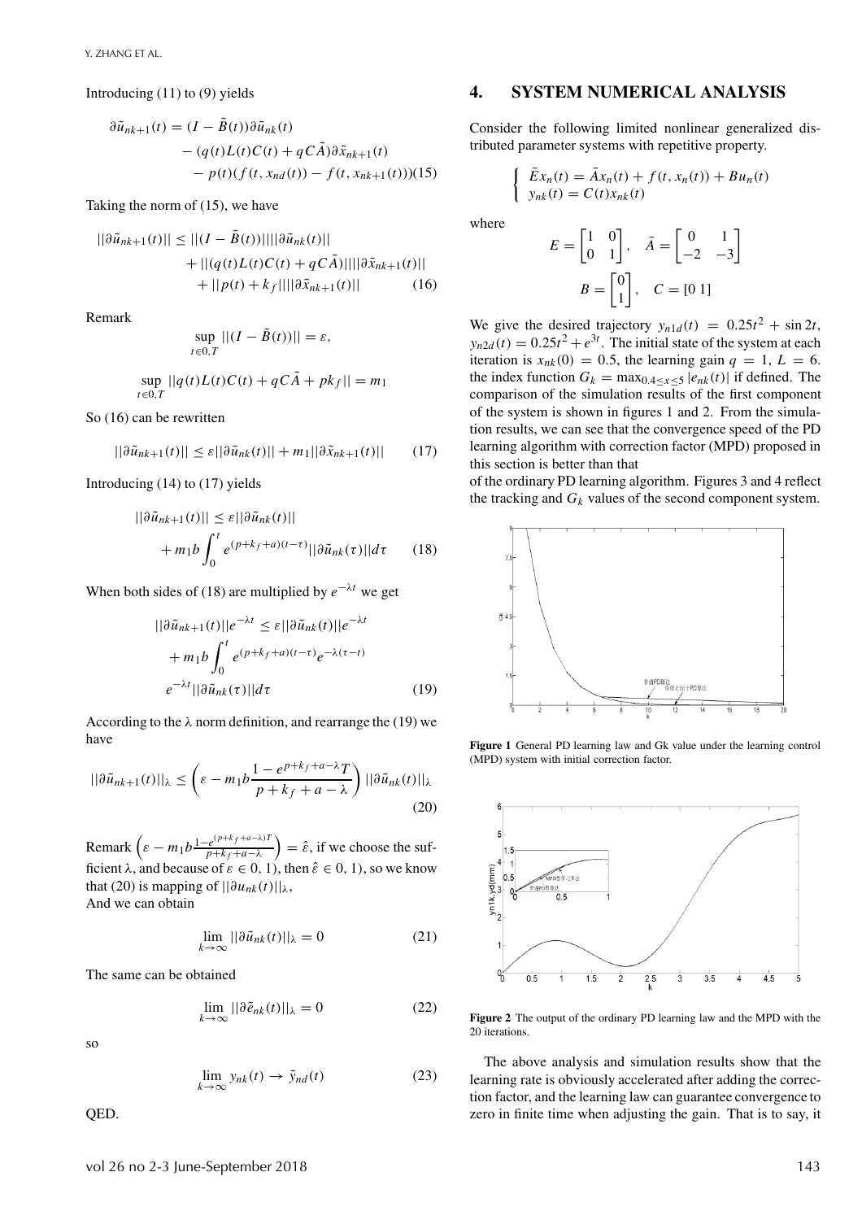Introducing (11) to (9) yields

$$\partial\tilde{u}_{nk+1}(t) = (I - \tilde{B}(t))\partial\tilde{u}_{nk}(t) - (q(t)L(t)C(t) + qC\tilde{A})\partial\tilde{x}_{nk+1}(t) - p(t)(f(t, x_{nd}(t)) - f(t, x_{nk+1}(t))) \quad (15)$$

Taking the norm of (15), we have

$$||\partial\tilde{u}_{nk+1}(t)|| \le ||(I - \tilde{B}(t))||||\partial\tilde{u}_{nk}(t)|| + ||(q(t)L(t)C(t) + qC\tilde{A})||||\partial\tilde{x}_{nk+1}(t)|| + ||p(t) + k_f||||\partial\tilde{x}_{nk+1}(t)|| \quad (16)$$

Remark

$$\sup_{t\in 0,T} ||(I - \tilde{B}(t))|| = \varepsilon,$$

$$\sup_{t\in 0,T} ||q(t)L(t)C(t) + qC\tilde{A} + pk_f|| = m_1$$

So (16) can be rewritten

$$||\partial\tilde{u}_{nk+1}(t)|| \le \varepsilon||\partial\tilde{u}_{nk}(t)|| + m_1||\partial\tilde{x}_{nk+1}(t)|| \quad (17)$$

Introducing (14) to (17) yields

$$||\partial\tilde{u}_{nk+1}(t)|| \le \varepsilon||\partial\tilde{u}_{nk}(t)|| + m_1 b\int_0^t e^{(p+k_f+a)(t-\tau)}||\partial\tilde{u}_{nk}(\tau)||d\tau \quad (18)$$

When both sides of (18) are multiplied by $e^{-\lambda t}$ we get

$$||\partial\tilde{u}_{nk+1}(t)||e^{-\lambda t} \le \varepsilon||\partial\tilde{u}_{nk}(t)||e^{-\lambda t} + m_1 b\int_0^t e^{(p+k_f+a)(t-\tau)}e^{-\lambda(\tau-t)} e^{-\lambda t}||\partial\tilde{u}_{nk}(\tau)||d\tau \quad (19)$$

According to the $\lambda$ norm definition, and rearrange the (19) we have

$$||\partial\tilde{u}_{nk+1}(t)||_\lambda \le \left(\varepsilon - m_1 b\frac{1 - e^{p+k_f+a-\lambda}T}{p + k_f + a - \lambda}\right)||\partial\tilde{u}_{nk}(t)||_\lambda \quad (20)$$

Remark $\left(\varepsilon - m_1 b\frac{1-e^{(p+k_f+a-\lambda)T}}{p+k_f+a-\lambda}\right) = \hat{\varepsilon}$, if we choose the sufficient $\lambda$, and because of $\varepsilon \in 0, 1)$, then $\hat{\varepsilon} \in 0, 1)$, so we know that (20) is mapping of $||\partial u_{nk}(t)||_\lambda$,
And we can obtain

$$\lim_{k\to\infty} ||\partial\tilde{u}_{nk}(t)||_\lambda = 0 \quad (21)$$

The same can be obtained

$$\lim_{k\to\infty} ||\partial\tilde{e}_{nk}(t)||_\lambda = 0 \quad (22)$$

so

$$\lim_{k\to\infty} y_{nk}(t) \to \tilde{y}_{nd}(t) \quad (23)$$

QED.

## 4. SYSTEM NUMERICAL ANALYSIS

Consider the following limited nonlinear generalized distributed parameter systems with repetitive property.

$$\begin{cases} \bar{E}x_n(t) = \bar{A}x_n(t) + f(t, x_n(t)) + Bu_n(t) \\ y_{nk}(t) = C(t)x_{nk}(t) \end{cases}$$

where

$$E = \begin{bmatrix}1 & 0\\ 0 & 1\end{bmatrix}, \quad \bar{A} = \begin{bmatrix}0 & 1\\ -2 & -3\end{bmatrix}$$

$$B = \begin{bmatrix}0\\ 1\end{bmatrix}, \quad C = [0\ 1]$$

We give the desired trajectory $y_{n1d}(t) = 0.25t^2 + \sin 2t$, $y_{n2d}(t) = 0.25t^2 + e^{3t}$. The initial state of the system at each iteration is $x_{nk}(0) = 0.5$, the learning gain $q = 1$, $L = 6$. the index function $G_k = \max_{0.4\le x\le 5} |e_{nk}(t)|$ if defined. The comparison of the simulation results of the first component of the system is shown in figures 1 and 2. From the simulation results, we can see that the convergence speed of the PD learning algorithm with correction factor (MPD) proposed in this section is better than that of the ordinary PD learning algorithm. Figures 3 and 4 reflect the tracking and $G_k$ values of the second component system.

**Figure 1** General PD learning law and Gk value under the learning control (MPD) system with initial correction factor.

**Figure 2** The output of the ordinary PD learning law and the MPD with the 20 iterations.

The above analysis and simulation results show that the learning rate is obviously accelerated after adding the correction factor, and the learning law can guarantee convergence to zero in finite time when adjusting the gain. That is to say, it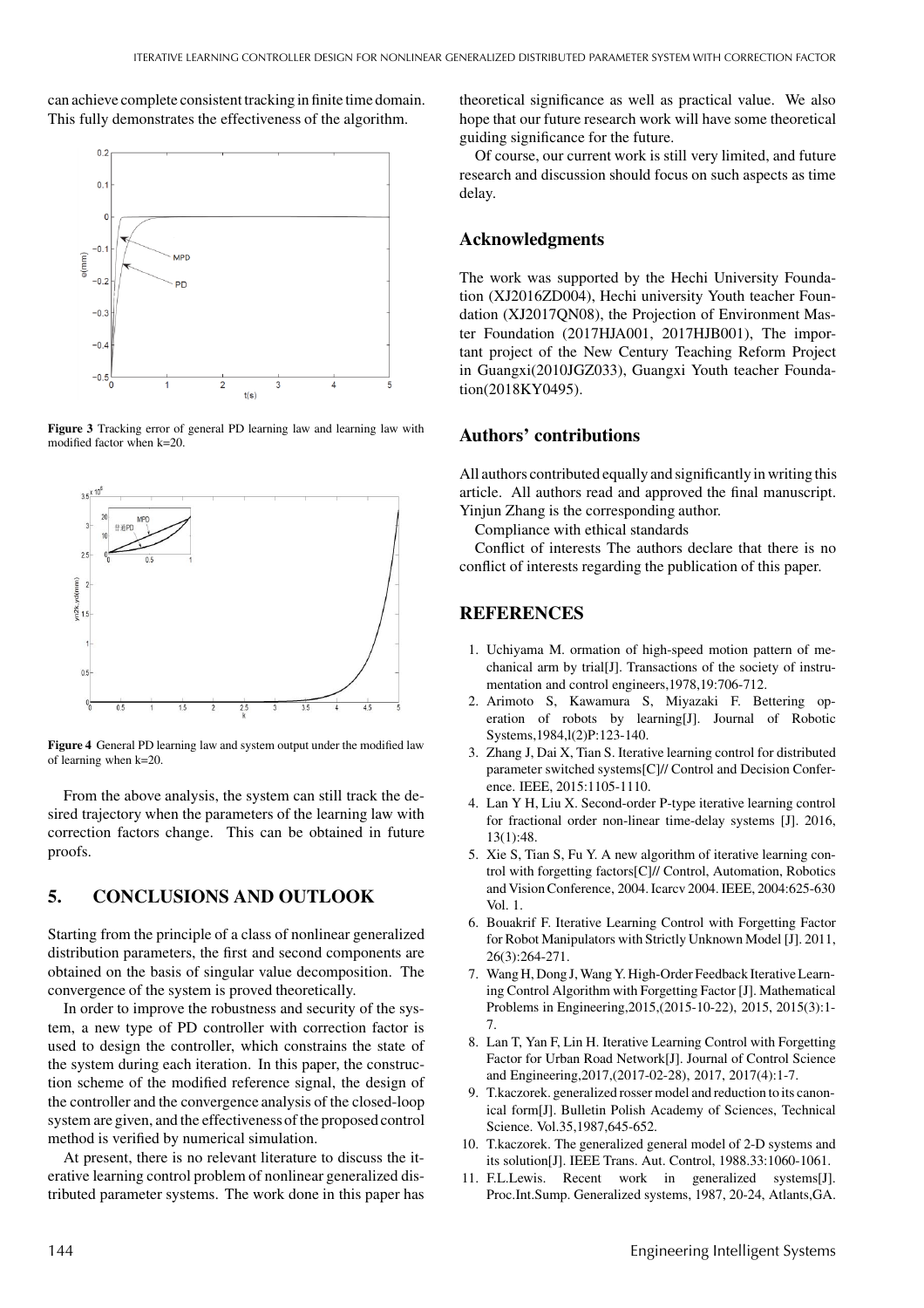can achieve complete consistent tracking in finite time domain. This fully demonstrates the effectiveness of the algorithm.

**Figure 3** Tracking error of general PD learning law and learning law with modified factor when k=20.

**Figure 4** General PD learning law and system output under the modified law of learning when k=20.

From the above analysis, the system can still track the desired trajectory when the parameters of the learning law with correction factors change. This can be obtained in future proofs.

## 5. CONCLUSIONS AND OUTLOOK

Starting from the principle of a class of nonlinear generalized distribution parameters, the first and second components are obtained on the basis of singular value decomposition. The convergence of the system is proved theoretically.

In order to improve the robustness and security of the system, a new type of PD controller with correction factor is used to design the controller, which constrains the state of the system during each iteration. In this paper, the construction scheme of the modified reference signal, the design of the controller and the convergence analysis of the closed-loop system are given, and the effectiveness of the proposed control method is verified by numerical simulation.

At present, there is no relevant literature to discuss the iterative learning control problem of nonlinear generalized distributed parameter systems. The work done in this paper has theoretical significance as well as practical value. We also hope that our future research work will have some theoretical guiding significance for the future.

Of course, our current work is still very limited, and future research and discussion should focus on such aspects as time delay.

## Acknowledgments

The work was supported by the Hechi University Foundation (XJ2016ZD004), Hechi university Youth teacher Foundation (XJ2017QN08), the Projection of Environment Master Foundation (2017HJA001, 2017HJB001), The important project of the New Century Teaching Reform Project in Guangxi(2010JGZ033), Guangxi Youth teacher Foundation(2018KY0495).

## Authors' contributions

All authors contributed equally and significantly in writing this article. All authors read and approved the final manuscript. Yinjun Zhang is the corresponding author.

Compliance with ethical standards

Conflict of interests The authors declare that there is no conflict of interests regarding the publication of this paper.

## REFERENCES

1. Uchiyama M. ormation of high-speed motion pattern of mechanical arm by trial[J]. Transactions of the society of instrumentation and control engineers,1978,19:706-712.
2. Arimoto S, Kawamura S, Miyazaki F. Bettering operation of robots by learning[J]. Journal of Robotic Systems,1984,l(2)P:123-140.
3. Zhang J, Dai X, Tian S. Iterative learning control for distributed parameter switched systems[C]// Control and Decision Conference. IEEE, 2015:1105-1110.
4. Lan Y H, Liu X. Second-order P-type iterative learning control for fractional order non-linear time-delay systems [J]. 2016, 13(1):48.
5. Xie S, Tian S, Fu Y. A new algorithm of iterative learning control with forgetting factors[C]// Control, Automation, Robotics and Vision Conference, 2004. Icarcv 2004. IEEE, 2004:625-630 Vol. 1.
6. Bouakrif F. Iterative Learning Control with Forgetting Factor for Robot Manipulators with Strictly Unknown Model [J]. 2011, 26(3):264-271.
7. Wang H, Dong J, Wang Y. High-Order Feedback Iterative Learning Control Algorithm with Forgetting Factor [J]. Mathematical Problems in Engineering,2015,(2015-10-22), 2015, 2015(3):1-7.
8. Lan T, Yan F, Lin H. Iterative Learning Control with Forgetting Factor for Urban Road Network[J]. Journal of Control Science and Engineering,2017,(2017-02-28), 2017, 2017(4):1-7.
9. T.kaczorek. generalized rosser model and reduction to its canonical form[J]. Bulletin Polish Academy of Sciences, Technical Science. Vol.35,1987,645-652.
10. T.kaczorek. The generalized general model of 2-D systems and its solution[J]. IEEE Trans. Aut. Control, 1988.33:1060-1061.
11. F.L.Lewis. Recent work in generalized systems[J]. Proc.Int.Sump. Generalized systems, 1987, 20-24, Atlants,GA.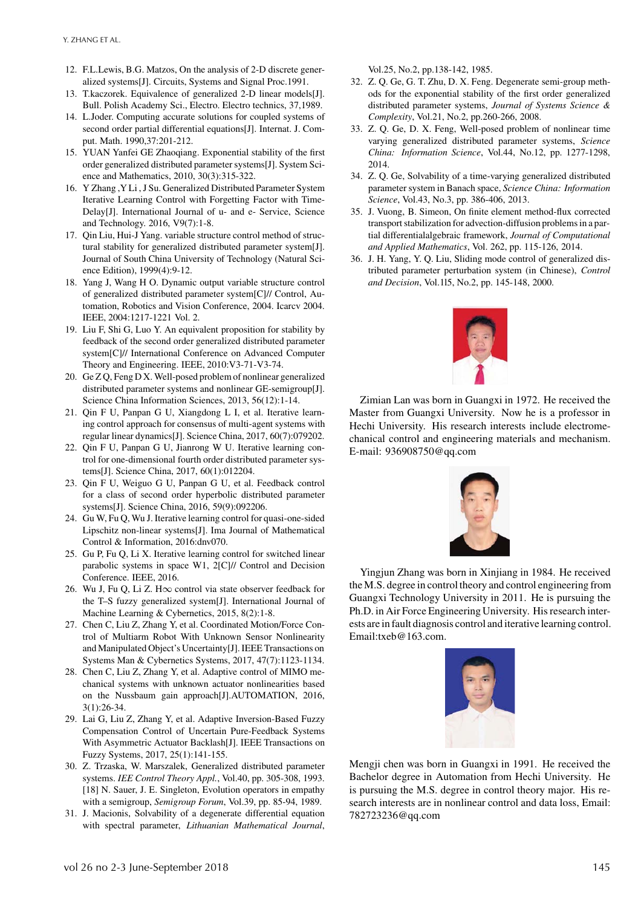12. F.L.Lewis, B.G. Matzos, On the analysis of 2-D discrete generalized systems[J]. Circuits, Systems and Signal Proc.1991.
13. T.kaczorek. Equivalence of generalized 2-D linear models[J]. Bull. Polish Academy Sci., Electro. Electro technics, 37,1989.
14. L.Joder. Computing accurate solutions for coupled systems of second order partial differential equations[J]. Internat. J. Comput. Math. 1990,37:201-212.
15. YUAN Yanfei GE Zhaoqiang. Exponential stability of the first order generalized distributed parameter systems[J]. System Science and Mathematics, 2010, 30(3):315-322.
16. Y Zhang ,Y Li , J Su. Generalized Distributed Parameter System Iterative Learning Control with Forgetting Factor with Time-Delay[J]. International Journal of u- and e- Service, Science and Technology. 2016, V9(7):1-8.
17. Qin Liu, Hui-J Yang. variable structure control method of structural stability for generalized distributed parameter system[J]. Journal of South China University of Technology (Natural Science Edition), 1999(4):9-12.
18. Yang J, Wang H O. Dynamic output variable structure control of generalized distributed parameter system[C]// Control, Automation, Robotics and Vision Conference, 2004. Icarcv 2004. IEEE, 2004:1217-1221 Vol. 2.
19. Liu F, Shi G, Luo Y. An equivalent proposition for stability by feedback of the second order generalized distributed parameter system[C]// International Conference on Advanced Computer Theory and Engineering. IEEE, 2010:V3-71-V3-74.
20. Ge Z Q, Feng D X. Well-posed problem of nonlinear generalized distributed parameter systems and nonlinear GE-semigroup[J]. Science China Information Sciences, 2013, 56(12):1-14.
21. Qin F U, Panpan G U, Xiangdong L I, et al. Iterative learning control approach for consensus of multi-agent systems with regular linear dynamics[J]. Science China, 2017, 60(7):079202.
22. Qin F U, Panpan G U, Jianrong W U. Iterative learning control for one-dimensional fourth order distributed parameter systems[J]. Science China, 2017, 60(1):012204.
23. Qin F U, Weiguo G U, Panpan G U, et al. Feedback control for a class of second order hyperbolic distributed parameter systems[J]. Science China, 2016, 59(9):092206.
24. Gu W, Fu Q, Wu J. Iterative learning control for quasi-one-sided Lipschitz non-linear systems[J]. Ima Journal of Mathematical Control & Information, 2016:dnv070.
25. Gu P, Fu Q, Li X. Iterative learning control for switched linear parabolic systems in space W1, 2[C]// Control and Decision Conference. IEEE, 2016.
26. Wu J, Fu Q, Li Z. H∞ control via state observer feedback for the T–S fuzzy generalized system[J]. International Journal of Machine Learning & Cybernetics, 2015, 8(2):1-8.
27. Chen C, Liu Z, Zhang Y, et al. Coordinated Motion/Force Control of Multiarm Robot With Unknown Sensor Nonlinearity and Manipulated Object's Uncertainty[J]. IEEE Transactions on Systems Man & Cybernetics Systems, 2017, 47(7):1123-1134.
28. Chen C, Liu Z, Zhang Y, et al. Adaptive control of MIMO mechanical systems with unknown actuator nonlinearities based on the Nussbaum gain approach[J].AUTOMATION, 2016, 3(1):26-34.
29. Lai G, Liu Z, Zhang Y, et al. Adaptive Inversion-Based Fuzzy Compensation Control of Uncertain Pure-Feedback Systems With Asymmetric Actuator Backlash[J]. IEEE Transactions on Fuzzy Systems, 2017, 25(1):141-155.
30. Z. Trzaska, W. Marszalek, Generalized distributed parameter systems. *IEE Control Theory Appl.*, Vol.40, pp. 305-308, 1993. [18] N. Sauer, J. E. Singleton, Evolution operators in empathy with a semigroup, *Semigroup Forum*, Vol.39, pp. 85-94, 1989.
31. J. Macionis, Solvability of a degenerate differential equation with spectral parameter, *Lithuanian Mathematical Journal*, Vol.25, No.2, pp.138-142, 1985.
32. Z. Q. Ge, G. T. Zhu, D. X. Feng. Degenerate semi-group methods for the exponential stability of the first order generalized distributed parameter systems, *Journal of Systems Science & Complexity*, Vol.21, No.2, pp.260-266, 2008.
33. Z. Q. Ge, D. X. Feng, Well-posed problem of nonlinear time varying generalized distributed parameter systems, *Science China: Information Science*, Vol.44, No.12, pp. 1277-1298, 2014.
34. Z. Q. Ge, Solvability of a time-varying generalized distributed parameter system in Banach space, *Science China: Information Science*, Vol.43, No.3, pp. 386-406, 2013.
35. J. Vuong, B. Simeon, On finite element method-flux corrected transport stabilization for advection-diffusion problems in a partial differentialalgebraic framework, *Journal of Computational and Applied Mathematics*, Vol. 262, pp. 115-126, 2014.
36. J. H. Yang, Y. Q. Liu, Sliding mode control of generalized distributed parameter perturbation system (in Chinese), *Control and Decision*, Vol.115, No.2, pp. 145-148, 2000.

Zimian Lan was born in Guangxi in 1972. He received the Master from Guangxi University. Now he is a professor in Hechi University. His research interests include electromechanical control and engineering materials and mechanism. E-mail: 936908750@qq.com

Yingjun Zhang was born in Xinjiang in 1984. He received the M.S. degree in control theory and control engineering from Guangxi Technology University in 2011. He is pursuing the Ph.D. in Air Force Engineering University. His research interests are in fault diagnosis control and iterative learning control. Email:txeb@163.com.

Mengji chen was born in Guangxi in 1991. He received the Bachelor degree in Automation from Hechi University. He is pursuing the M.S. degree in control theory major. His research interests are in nonlinear control and data loss, Email: 782723236@qq.com